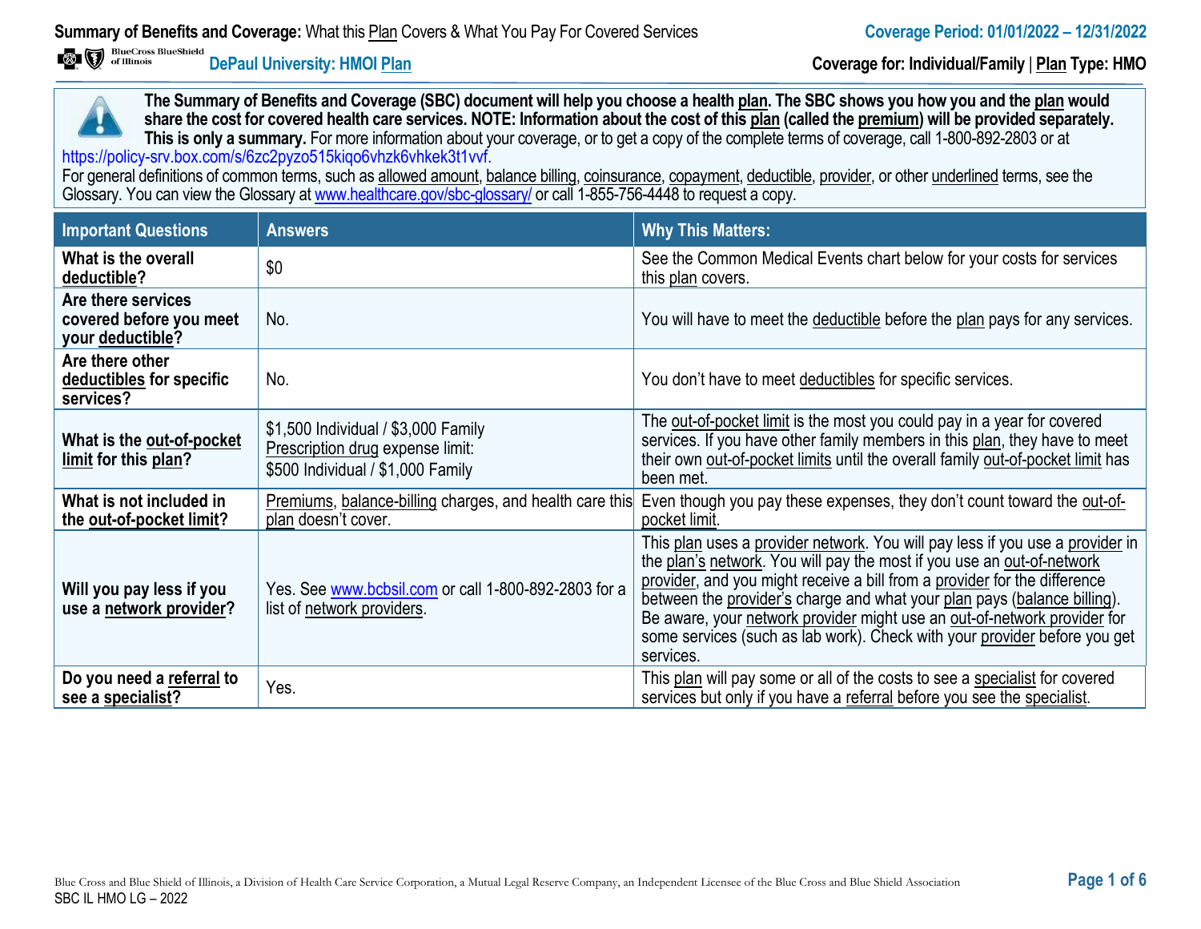**Summary of Benefits and Coverage:** What this Plan Covers & What You Pay For Covered Services

**Coverage Period: 01/01/2022 – 12/31/2022**

**DePaul University: HMOI Plan**

**Coverage for: Individual/Family | Plan Type: HMO**

**The Summary of Benefits and Coverage (SBC) document will help you choose a health plan. The SBC shows you how you and the plan would share the cost for covered health care services. NOTE: Information about the cost of this plan (called the premium) will be provided separately. This is only a summary.** For more information about your coverage, or to get a copy of the complete terms of coverage, call 1-800-892-2803 or at https://policy-srv.box.com/s/6zc2pyzo515kiqo6vhzk6vhkek3t1vvf.
For general definitions of common terms, such as allowed amount, balance billing, coinsurance, copayment, deductible, provider, or other underlined terms, see the Glossary. You can view the Glossary at www.healthcare.gov/sbc-glossary/ or call 1-855-756-4448 to request a copy.

| Important Questions | Answers | Why This Matters: |
|---|---|---|
| **What is the overall deductible?** | $0 | See the Common Medical Events chart below for your costs for services this plan covers. |
| **Are there services covered before you meet your deductible?** | No. | You will have to meet the deductible before the plan pays for any services. |
| **Are there other deductibles for specific services?** | No. | You don't have to meet deductibles for specific services. |
| **What is the out-of-pocket limit for this plan?** | $1,500 Individual / $3,000 Family<br>Prescription drug expense limit:<br>$500 Individual / $1,000 Family | The out-of-pocket limit is the most you could pay in a year for covered services. If you have other family members in this plan, they have to meet their own out-of-pocket limits until the overall family out-of-pocket limit has been met. |
| **What is not included in the out-of-pocket limit?** | Premiums, balance-billing charges, and health care this plan doesn't cover. | Even though you pay these expenses, they don't count toward the out-of-pocket limit. |
| **Will you pay less if you use a network provider?** | Yes. See www.bcbsil.com or call 1-800-892-2803 for a list of network providers. | This plan uses a provider network. You will pay less if you use a provider in the plan's network. You will pay the most if you use an out-of-network provider, and you might receive a bill from a provider for the difference between the provider's charge and what your plan pays (balance billing). Be aware, your network provider might use an out-of-network provider for some services (such as lab work). Check with your provider before you get services. |
| **Do you need a referral to see a specialist?** | Yes. | This plan will pay some or all of the costs to see a specialist for covered services but only if you have a referral before you see the specialist. |

Blue Cross and Blue Shield of Illinois, a Division of Health Care Service Corporation, a Mutual Legal Reserve Company, an Independent Licensee of the Blue Cross and Blue Shield Association
SBC IL HMO LG – 2022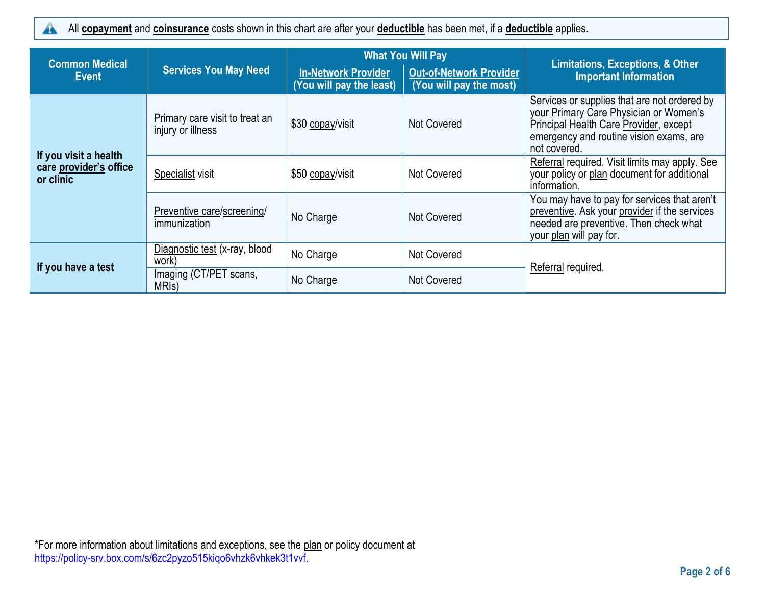All **copayment** and **coinsurance** costs shown in this chart are after your **deductible** has been met, if a **deductible** applies.

| Common Medical Event | Services You May Need | What You Will Pay | | Limitations, Exceptions, & Other Important Information |
|---|---|---|---|---|
| | | In-Network Provider (You will pay the least) | Out-of-Network Provider (You will pay the most) | |
| If you visit a health care provider's office or clinic | Primary care visit to treat an injury or illness | $30 copay/visit | Not Covered | Services or supplies that are not ordered by your Primary Care Physician or Women's Principal Health Care Provider, except emergency and routine vision exams, are not covered. |
| | Specialist visit | $50 copay/visit | Not Covered | Referral required. Visit limits may apply. See your policy or plan document for additional information. |
| | Preventive care/screening/ immunization | No Charge | Not Covered | You may have to pay for services that aren't preventive. Ask your provider if the services needed are preventive. Then check what your plan will pay for. |
| If you have a test | Diagnostic test (x-ray, blood work) | No Charge | Not Covered | Referral required. |
| | Imaging (CT/PET scans, MRIs) | No Charge | Not Covered | |

*For more information about limitations and exceptions, see the plan or policy document at https://policy-srv.box.com/s/6zc2pyzo515kiqo6vhzk6vhkek3t1vvf.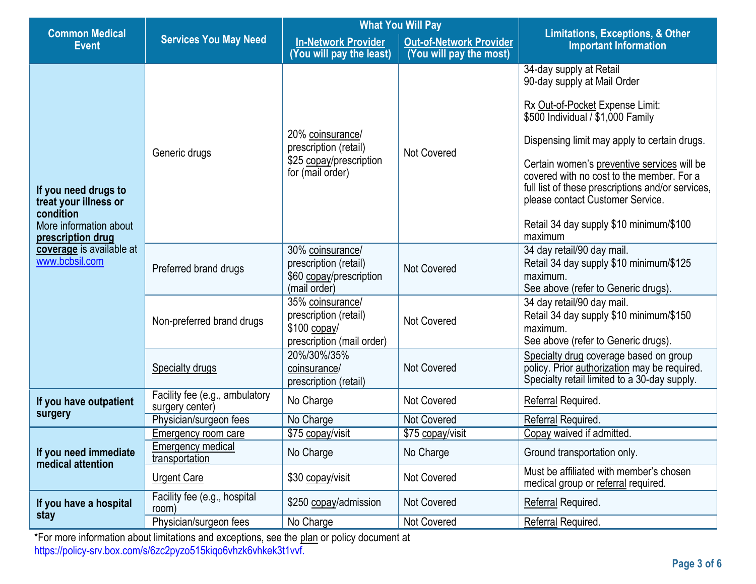| Common Medical Event | Services You May Need | What You Will Pay | | Limitations, Exceptions, & Other Important Information |
|---|---|---|---|---|
| | | **In-Network Provider** (You will pay the least) | **Out-of-Network Provider** (You will pay the most) | |
| **If you need drugs to treat your illness or condition** More information about **prescription drug coverage** is available at www.bcbsil.com | Generic drugs | 20% coinsurance/ prescription (retail) $25 copay/prescription for (mail order) | Not Covered | 34-day supply at Retail 90-day supply at Mail Order<br><br>Rx Out-of-Pocket Expense Limit: $500 Individual / $1,000 Family<br><br>Dispensing limit may apply to certain drugs.<br><br>Certain women's preventive services will be covered with no cost to the member. For a full list of these prescriptions and/or services, please contact Customer Service.<br><br>Retail 34 day supply $10 minimum/$100 maximum |
| | Preferred brand drugs | 30% coinsurance/ prescription (retail) $60 copay/prescription (mail order) | Not Covered | 34 day retail/90 day mail. Retail 34 day supply $10 minimum/$125 maximum. See above (refer to Generic drugs). |
| | Non-preferred brand drugs | 35% coinsurance/ prescription (retail) $100 copay/ prescription (mail order) | Not Covered | 34 day retail/90 day mail. Retail 34 day supply $10 minimum/$150 maximum. See above (refer to Generic drugs). |
| | Specialty drugs | 20%/30%/35% coinsurance/ prescription (retail) | Not Covered | Specialty drug coverage based on group policy. Prior authorization may be required. Specialty retail limited to a 30-day supply. |
| **If you have outpatient surgery** | Facility fee (e.g., ambulatory surgery center) | No Charge | Not Covered | Referral Required. |
| | Physician/surgeon fees | No Charge | Not Covered | Referral Required. |
| **If you need immediate medical attention** | Emergency room care | $75 copay/visit | $75 copay/visit | Copay waived if admitted. |
| | Emergency medical transportation | No Charge | No Charge | Ground transportation only. |
| | Urgent Care | $30 copay/visit | Not Covered | Must be affiliated with member's chosen medical group or referral required. |
| **If you have a hospital stay** | Facility fee (e.g., hospital room) | $250 copay/admission | Not Covered | Referral Required. |
| | Physician/surgeon fees | No Charge | Not Covered | Referral Required. |

*For more information about limitations and exceptions, see the plan or policy document at https://policy-srv.box.com/s/6zc2pyzo515kiqo6vhzk6vhkek3t1vvf.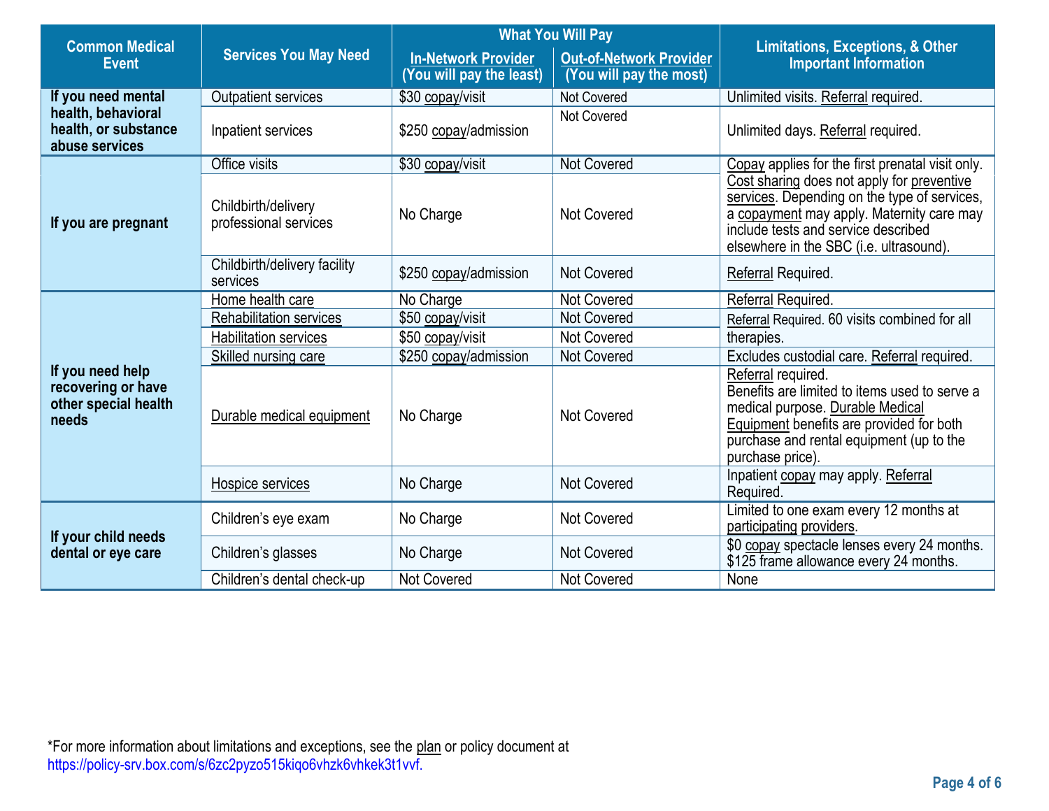| Common Medical Event | Services You May Need | What You Will Pay | | Limitations, Exceptions, & Other Important Information |
|---|---|---|---|---|
| | | In-Network Provider (You will pay the least) | Out-of-Network Provider (You will pay the most) | |
| If you need mental health, behavioral health, or substance abuse services | Outpatient services | $30 copay/visit | Not Covered | Unlimited visits. Referral required. |
| | Inpatient services | $250 copay/admission | Not Covered | Unlimited days. Referral required. |
| If you are pregnant | Office visits | $30 copay/visit | Not Covered | Copay applies for the first prenatal visit only. Cost sharing does not apply for preventive services. Depending on the type of services, a copayment may apply. Maternity care may include tests and service described elsewhere in the SBC (i.e. ultrasound). |
| | Childbirth/delivery professional services | No Charge | Not Covered | |
| | Childbirth/delivery facility services | $250 copay/admission | Not Covered | Referral Required. |
| If you need help recovering or have other special health needs | Home health care | No Charge | Not Covered | Referral Required. |
| | Rehabilitation services | $50 copay/visit | Not Covered | Referral Required. 60 visits combined for all therapies. |
| | Habilitation services | $50 copay/visit | Not Covered | |
| | Skilled nursing care | $250 copay/admission | Not Covered | Excludes custodial care. Referral required. |
| | Durable medical equipment | No Charge | Not Covered | Referral required. Benefits are limited to items used to serve a medical purpose. Durable Medical Equipment benefits are provided for both purchase and rental equipment (up to the purchase price). |
| | Hospice services | No Charge | Not Covered | Inpatient copay may apply. Referral Required. |
| If your child needs dental or eye care | Children's eye exam | No Charge | Not Covered | Limited to one exam every 12 months at participating providers. |
| | Children's glasses | No Charge | Not Covered | $0 copay spectacle lenses every 24 months. $125 frame allowance every 24 months. |
| | Children's dental check-up | Not Covered | Not Covered | None |

*For more information about limitations and exceptions, see the plan or policy document at https://policy-srv.box.com/s/6zc2pyzo515kiqo6vhzk6vhkek3t1vvf.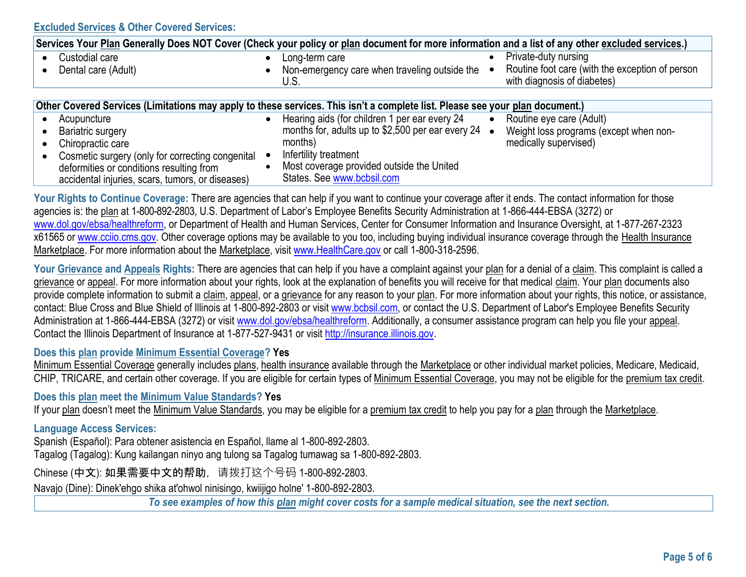## Excluded Services & Other Covered Services:

| Services Your Plan Generally Does NOT Cover (Check your policy or plan document for more information and a list of any other excluded services.) | | |
|---|---|---|
| • Custodial care<br>• Dental care (Adult) | • Long-term care<br>• Non-emergency care when traveling outside the U.S. | • Private-duty nursing<br>• Routine foot care (with the exception of person with diagnosis of diabetes) |

| Other Covered Services (Limitations may apply to these services. This isn't a complete list. Please see your plan document.) | | |
|---|---|---|
| • Acupuncture<br>• Bariatric surgery<br>• Chiropractic care<br>• Cosmetic surgery (only for correcting congenital deformities or conditions resulting from accidental injuries, scars, tumors, or diseases) | • Hearing aids (for children 1 per ear every 24 months for, adults up to $2,500 per ear every 24 months)<br>• Infertility treatment<br>• Most coverage provided outside the United States. See www.bcbsil.com | • Routine eye care (Adult)<br>• Weight loss programs (except when non-medically supervised) |

**Your Rights to Continue Coverage:** There are agencies that can help if you want to continue your coverage after it ends. The contact information for those agencies is: the plan at 1-800-892-2803, U.S. Department of Labor's Employee Benefits Security Administration at 1-866-444-EBSA (3272) or www.dol.gov/ebsa/healthreform, or Department of Health and Human Services, Center for Consumer Information and Insurance Oversight, at 1-877-267-2323 x61565 or www.cciio.cms.gov. Other coverage options may be available to you too, including buying individual insurance coverage through the Health Insurance Marketplace. For more information about the Marketplace, visit www.HealthCare.gov or call 1-800-318-2596.

**Your Grievance and Appeals Rights:** There are agencies that can help if you have a complaint against your plan for a denial of a claim. This complaint is called a grievance or appeal. For more information about your rights, look at the explanation of benefits you will receive for that medical claim. Your plan documents also provide complete information to submit a claim, appeal, or a grievance for any reason to your plan. For more information about your rights, this notice, or assistance, contact: Blue Cross and Blue Shield of Illinois at 1-800-892-2803 or visit www.bcbsil.com, or contact the U.S. Department of Labor's Employee Benefits Security Administration at 1-866-444-EBSA (3272) or visit www.dol.gov/ebsa/healthreform. Additionally, a consumer assistance program can help you file your appeal. Contact the Illinois Department of Insurance at 1-877-527-9431 or visit http://insurance.illinois.gov.

**Does this plan provide Minimum Essential Coverage? Yes**

Minimum Essential Coverage generally includes plans, health insurance available through the Marketplace or other individual market policies, Medicare, Medicaid, CHIP, TRICARE, and certain other coverage. If you are eligible for certain types of Minimum Essential Coverage, you may not be eligible for the premium tax credit.

**Does this plan meet the Minimum Value Standards? Yes**

If your plan doesn't meet the Minimum Value Standards, you may be eligible for a premium tax credit to help you pay for a plan through the Marketplace.

**Language Access Services:**

Spanish (Español): Para obtener asistencia en Español, llame al 1-800-892-2803.
Tagalog (Tagalog): Kung kailangan ninyo ang tulong sa Tagalog tumawag sa 1-800-892-2803.
Chinese (中文): 如果需要中文的帮助，请拨打这个号码 1-800-892-2803.
Navajo (Dine): Dinek'ehgo shika at'ohwol ninisingo, kwiijigo holne' 1-800-892-2803.

*To see examples of how this plan might cover costs for a sample medical situation, see the next section.*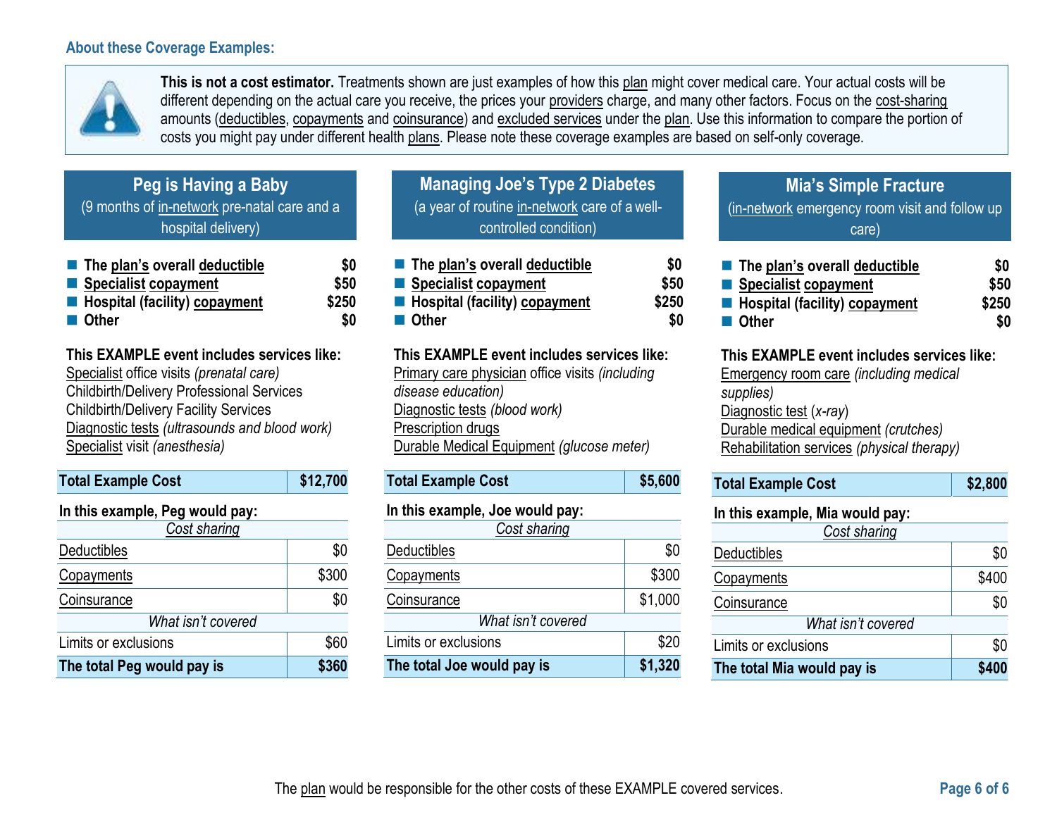**About these Coverage Examples:**

**This is not a cost estimator.** Treatments shown are just examples of how this plan might cover medical care. Your actual costs will be different depending on the actual care you receive, the prices your providers charge, and many other factors. Focus on the cost-sharing amounts (deductibles, copayments and coinsurance) and excluded services under the plan. Use this information to compare the portion of costs you might pay under different health plans. Please note these coverage examples are based on self-only coverage.

## Peg is Having a Baby

(9 months of in-network pre-natal care and a hospital delivery)

- **The plan's overall deductible** **$0**
- **Specialist copayment** **$50**
- **Hospital (facility) copayment** **$250**
- **Other** **$0**

**This EXAMPLE event includes services like:**
Specialist office visits *(prenatal care)*
Childbirth/Delivery Professional Services
Childbirth/Delivery Facility Services
Diagnostic tests *(ultrasounds and blood work)*
Specialist visit *(anesthesia)*

| **Total Example Cost** | **$12,700** |
|---|---|
| **In this example, Peg would pay:** | |
| *Cost sharing* | |
| Deductibles | $0 |
| Copayments | $300 |
| Coinsurance | $0 |
| *What isn't covered* | |
| Limits or exclusions | $60 |
| **The total Peg would pay is** | **$360** |

## Managing Joe's Type 2 Diabetes

(a year of routine in-network care of a well-controlled condition)

- **The plan's overall deductible** **$0**
- **Specialist copayment** **$50**
- **Hospital (facility) copayment** **$250**
- **Other** **$0**

**This EXAMPLE event includes services like:**
Primary care physician office visits *(including disease education)*
Diagnostic tests *(blood work)*
Prescription drugs
Durable Medical Equipment *(glucose meter)*

| **Total Example Cost** | **$5,600** |
|---|---|
| **In this example, Joe would pay:** | |
| *Cost sharing* | |
| Deductibles | $0 |
| Copayments | $300 |
| Coinsurance | $1,000 |
| *What isn't covered* | |
| Limits or exclusions | $20 |
| **The total Joe would pay is** | **$1,320** |

## Mia's Simple Fracture

(in-network emergency room visit and follow up care)

- **The plan's overall deductible** **$0**
- **Specialist copayment** **$50**
- **Hospital (facility) copayment** **$250**
- **Other** **$0**

**This EXAMPLE event includes services like:**
Emergency room care *(including medical supplies)*
Diagnostic test *(x-ray)*
Durable medical equipment *(crutches)*
Rehabilitation services *(physical therapy)*

| **Total Example Cost** | **$2,800** |
|---|---|
| **In this example, Mia would pay:** | |
| *Cost sharing* | |
| Deductibles | $0 |
| Copayments | $400 |
| Coinsurance | $0 |
| *What isn't covered* | |
| Limits or exclusions | $0 |
| **The total Mia would pay is** | **$400** |

The plan would be responsible for the other costs of these EXAMPLE covered services.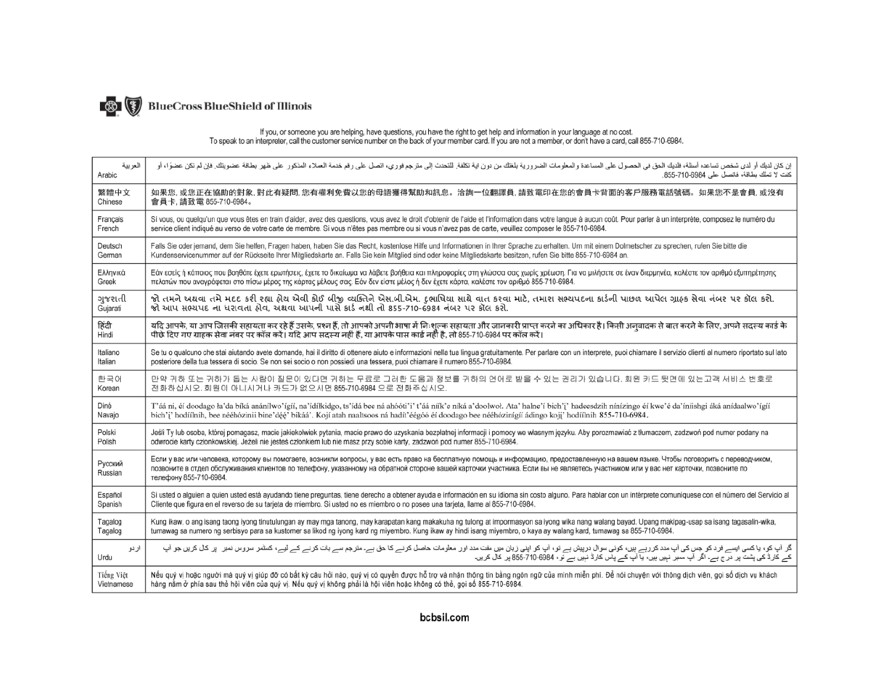**BlueCross BlueShield of Illinois**

If you, or someone you are helping, have questions, you have the right to get help and information in your language at no cost.
To speak to an interpreter, call the customer service number on the back of your member card. If you are not a member, or don't have a card, call 855-710-6984.

| Language | Message |
|---|---|
| العربية Arabic | إن كان لديك أو لدى شخص تساعده أسئلة، فلديك الحق في الحصول على المساعدة والمعلومات الضرورية بلغتك من دون اية تكلفة. للتحدث إلى مترجم فوري، اتصل على رقم خدمة العملاء المذكور على ظهر بطاقة عضويتك. فإن لم تكن عضوًا، أو كنت لا تملك بطاقة، فاتصل على 855-710-6984. |
| 繁體中文 Chinese | 如果您, 或您正在協助的對象, 對此有疑問, 您有權利免費以您的母語獲得幫助和訊息。洽詢一位翻譯員, 請致電印在您的會員卡背面的客戶服務電話號碼。如果您不是會員, 或沒有會員卡, 請致電 855-710-6984。 |
| Français French | Si vous, ou quelqu'un que vous êtes en train d'aider, avez des questions, vous avez le droit d'obtenir de l'aide et l'information dans votre langue à aucun coût. Pour parler à un interprète, composez le numéro du service client indiqué au verso de votre carte de membre. Si vous n'êtes pas membre ou si vous n'avez pas de carte, veuillez composer le 855-710-6984. |
| Deutsch German | Falls Sie oder jemand, dem Sie helfen, Fragen haben, haben Sie das Recht, kostenlose Hilfe und Informationen in Ihrer Sprache zu erhalten. Um mit einem Dolmetscher zu sprechen, rufen Sie bitte die Kundenservicenummer auf der Rückseite Ihrer Mitgliedskarte an. Falls Sie kein Mitglied sind oder keine Mitgliedskarte besitzen, rufen Sie bitte 855-710-6984 an. |
| Ελληνικά Greek | Εάν εσείς ή κάποιος που βοηθάτε έχετε ερωτήσεις, έχετε το δικαίωμα να λάβετε βοήθεια και πληροφορίες στη γλώσσα σας χωρίς χρέωση. Για να μιλήσετε σε έναν διερμηνέα, καλέστε τον αριθμό εξυπηρέτησης πελατών που αναγράφεται στο πίσω μέρος της κάρτας μέλους σας. Εάν δεν είστε μέλος ή δεν έχετε κάρτα, καλέστε τον αριθμό 855-710-6984. |
| ગુજરાતી Gujarati | જો તમને અથવા તમે મદદ કરી રહ્યા હોય એવી કોઈ બીજી વ્યક્તિને એસ.બી.એમ. દુભાષિયા સાથે વાત કરવા માટે, તમારા સભ્યપદના કાર્ડની પાછળ આપેલ ગ્રાહક સેવા નંબર પર કૉલ કરો. જો આપ સભ્યપદ ના ધરાવતા હોવ, અથવા આપની પાસે કાર્ડ નથી તો 855-710-6984 નંબર પર કૉલ કરો. |
| हिंदी Hindi | यदि आपके, या आप जिसकी सहायता कर रहे हैं उसके, प्रश्न हैं, तो आपको अपनी भाषा में निःशुल्क सहायता और जानकारी प्राप्त करने का अधिकार है। किसी अनुवादक से बात करने के लिए, अपने सदस्य कार्ड के पीछे दिए गए ग्राहक सेवा नंबर पर कॉल करें। यदि आप सदस्य नहीं हैं, या आपके पास कार्ड नहीं है, तो 855-710-6984 पर कॉल करें। |
| Italiano Italian | Se tu o qualcuno che stai aiutando avete domande, hai il diritto di ottenere aiuto e informazioni nella tua lingua gratuitamente. Per parlare con un interprete, puoi chiamare il servizio clienti al numero riportato sul lato posteriore della tua tessera di socio. Se non sei socio o non possiedi una tessera, puoi chiamare il numero 855-710-6984. |
| 한국어 Korean | 만약 귀하 또는 귀하가 돕는 사람이 질문이 있다면 귀하는 무료로 그러한 도움과 정보를 귀하의 언어로 받을 수 있는 권리가 있습니다. 회원 카드 뒷면에 있는고객 서비스 번호로 전화하십시오. 회원이 아니시거나 카드가 없으시면 855-710-6984 으로 전화주십시오. |
| Diné Navajo | T'áá ni, éí doodago ła'da bíká anánílwo'ígíí, na'ídíłkidgo, ts'ídá bee ná ahóóti'i' t'áá níík'e niká a'doolwoł. Ata' halne'í bich'į' hadeesdzih nínízingo éí kwe'é da'íníishgi áká anídaalwo'ígíí bich'į' hodíílnih, bee néého̜zinii bine'déé' bikáá'. Kojí atah naaltsoos ná hadít'éégóó éí doodago bee néého̜zinígíí ádingo koj' hodíílnih 855-710-6984. |
| Polski Polish | Jeśli Ty lub osoba, której pomagasz, macie jakiekolwiek pytania, macie prawo do uzyskania bezpłatnej informacji i pomocy we własnym języku. Aby porozmawiać z tłumaczem, zadzwoń pod numer podany na odwrocie karty członkowskiej. Jeżeli nie jesteś członkiem lub nie masz przy sobie karty, zadzwoń pod numer 855-710-6984. |
| Русский Russian | Если у вас или человека, которому вы помогаете, возникли вопросы, у вас есть право на бесплатную помощь и информацию, предоставленную на вашем языке. Чтобы поговорить с переводчиком, позвоните в отдел обслуживания клиентов по телефону, указанному на обратной стороне вашей карточки участника. Если вы не являетесь участником или у вас нет карточки, позвоните по телефону 855-710-6984. |
| Español Spanish | Si usted o alguien a quien usted está ayudando tiene preguntas, tiene derecho a obtener ayuda e información en su idioma sin costo alguno. Para hablar con un intérprete comuníquese con el número del Servicio al Cliente que figura en el reverso de su tarjeta de miembro. Si usted no es miembro o no posee una tarjeta, llame al 855-710-6984. |
| Tagalog Tagalog | Kung ikaw, o ang isang taong iyong tinutulungan ay may mga tanong, may karapatan kang makakuha ng tulong at impormasyon sa iyong wika nang walang bayad. Upang makipag-usap sa isang tagasalin-wika, tumawag sa numero ng serbisyo para sa kustomer sa likod ng iyong kard ng miyembro. Kung ikaw ay hindi isang miyembro, o kaya ay walang kard, tumawag sa 855-710-6984. |
| اردو Urdu | گر آپ کو، یا کسی ایسے فرد کو جس کی آپ مدد کررہے ہیں، کوئی سوال درپیش ہے تو، آپ کو اپنی زبان میں مفت مدد اور معلومات حاصل کرنے کا حق ہے۔ مترجم سے بات کرنے کے لیے، کسٹمر سروس نمبر پر کال کریں جو آپ کے کارڈ کی پشت پر درج ہے۔ اگر آپ ممبر نہیں ہیں، یا آپ کے پاس کارڈ نہیں ہے تو، 855-710-6984 پر کال کریں۔ |
| Tiếng Việt Vietnamese | Nếu quý vị hoặc người mà quý vị giúp đỡ có bất kỳ câu hỏi nào, quý vị có quyền được hỗ trợ và nhận thông tin bằng ngôn ngữ của mình miễn phí. Để nói chuyện với thông dịch viên, gọi số dịch vụ khách hàng nằm ở phía sau thẻ hội viên của quý vị. Nếu quý vị không phải là hội viên hoặc không có thẻ, gọi số 855-710-6984. |

bcbsil.com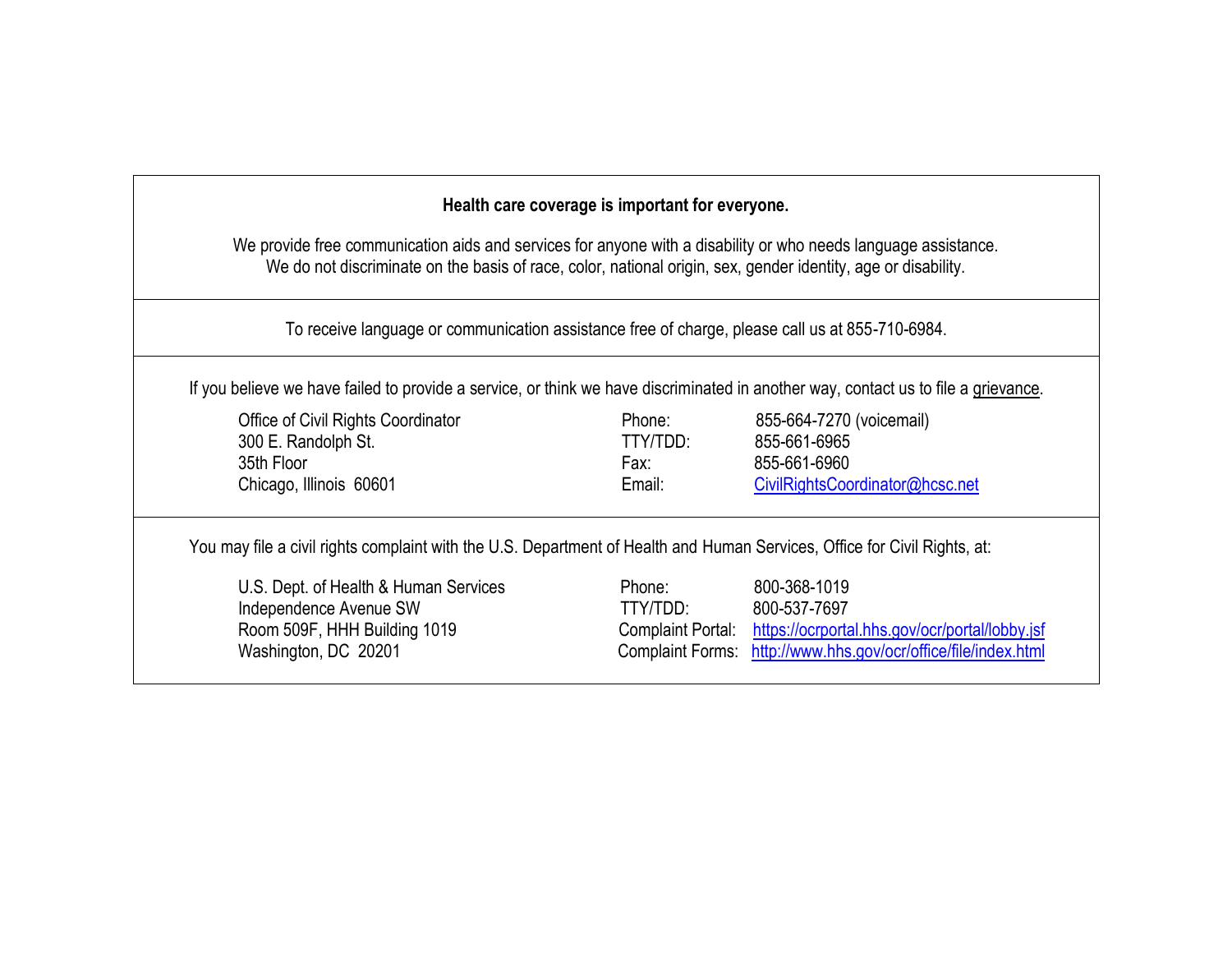**Health care coverage is important for everyone.**

We provide free communication aids and services for anyone with a disability or who needs language assistance.
We do not discriminate on the basis of race, color, national origin, sex, gender identity, age or disability.

To receive language or communication assistance free of charge, please call us at 855-710-6984.

If you believe we have failed to provide a service, or think we have discriminated in another way, contact us to file a grievance.

| | | |
|---|---|---|
| Office of Civil Rights Coordinator | Phone: | 855-664-7270 (voicemail) |
| 300 E. Randolph St. | TTY/TDD: | 855-661-6965 |
| 35th Floor | Fax: | 855-661-6960 |
| Chicago, Illinois 60601 | Email: | CivilRightsCoordinator@hcsc.net |

You may file a civil rights complaint with the U.S. Department of Health and Human Services, Office for Civil Rights, at:

| | | |
|---|---|---|
| U.S. Dept. of Health & Human Services | Phone: | 800-368-1019 |
| Independence Avenue SW | TTY/TDD: | 800-537-7697 |
| Room 509F, HHH Building 1019 | Complaint Portal: | https://ocrportal.hhs.gov/ocr/portal/lobby.jsf |
| Washington, DC 20201 | Complaint Forms: | http://www.hhs.gov/ocr/office/file/index.html |